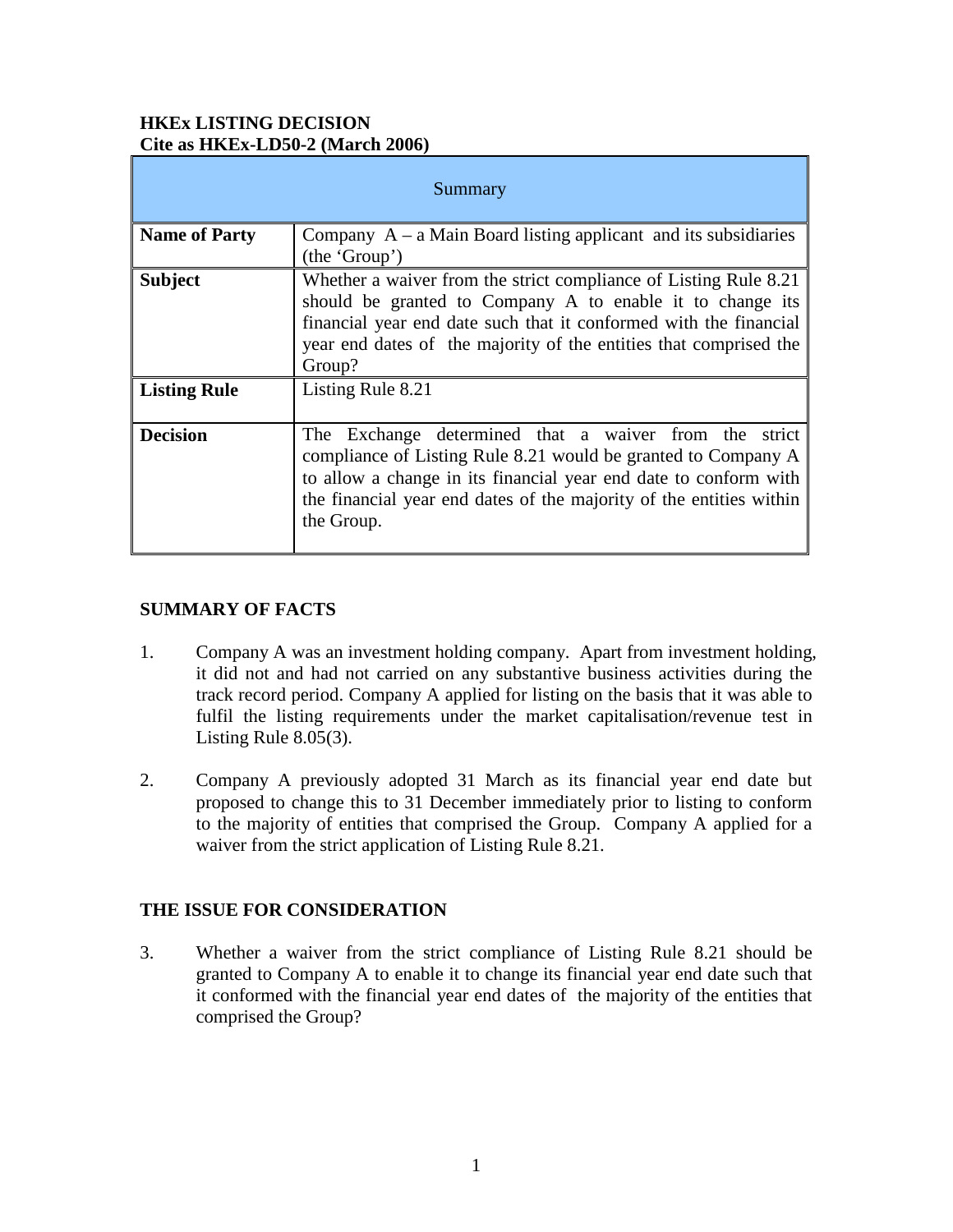**HKEx LISTING DECISION**
**Cite as HKEx-LD50-2 (March 2006)**

| Summary | |
|---|---|
| **Name of Party** | Company A – a Main Board listing applicant and its subsidiaries (the 'Group') |
| **Subject** | Whether a waiver from the strict compliance of Listing Rule 8.21 should be granted to Company A to enable it to change its financial year end date such that it conformed with the financial year end dates of the majority of the entities that comprised the Group? |
| **Listing Rule** | Listing Rule 8.21 |
| **Decision** | The Exchange determined that a waiver from the strict compliance of Listing Rule 8.21 would be granted to Company A to allow a change in its financial year end date to conform with the financial year end dates of the majority of the entities within the Group. |

## SUMMARY OF FACTS

1. Company A was an investment holding company. Apart from investment holding, it did not and had not carried on any substantive business activities during the track record period. Company A applied for listing on the basis that it was able to fulfil the listing requirements under the market capitalisation/revenue test in Listing Rule 8.05(3).

2. Company A previously adopted 31 March as its financial year end date but proposed to change this to 31 December immediately prior to listing to conform to the majority of entities that comprised the Group. Company A applied for a waiver from the strict application of Listing Rule 8.21.

## THE ISSUE FOR CONSIDERATION

3. Whether a waiver from the strict compliance of Listing Rule 8.21 should be granted to Company A to enable it to change its financial year end date such that it conformed with the financial year end dates of the majority of the entities that comprised the Group?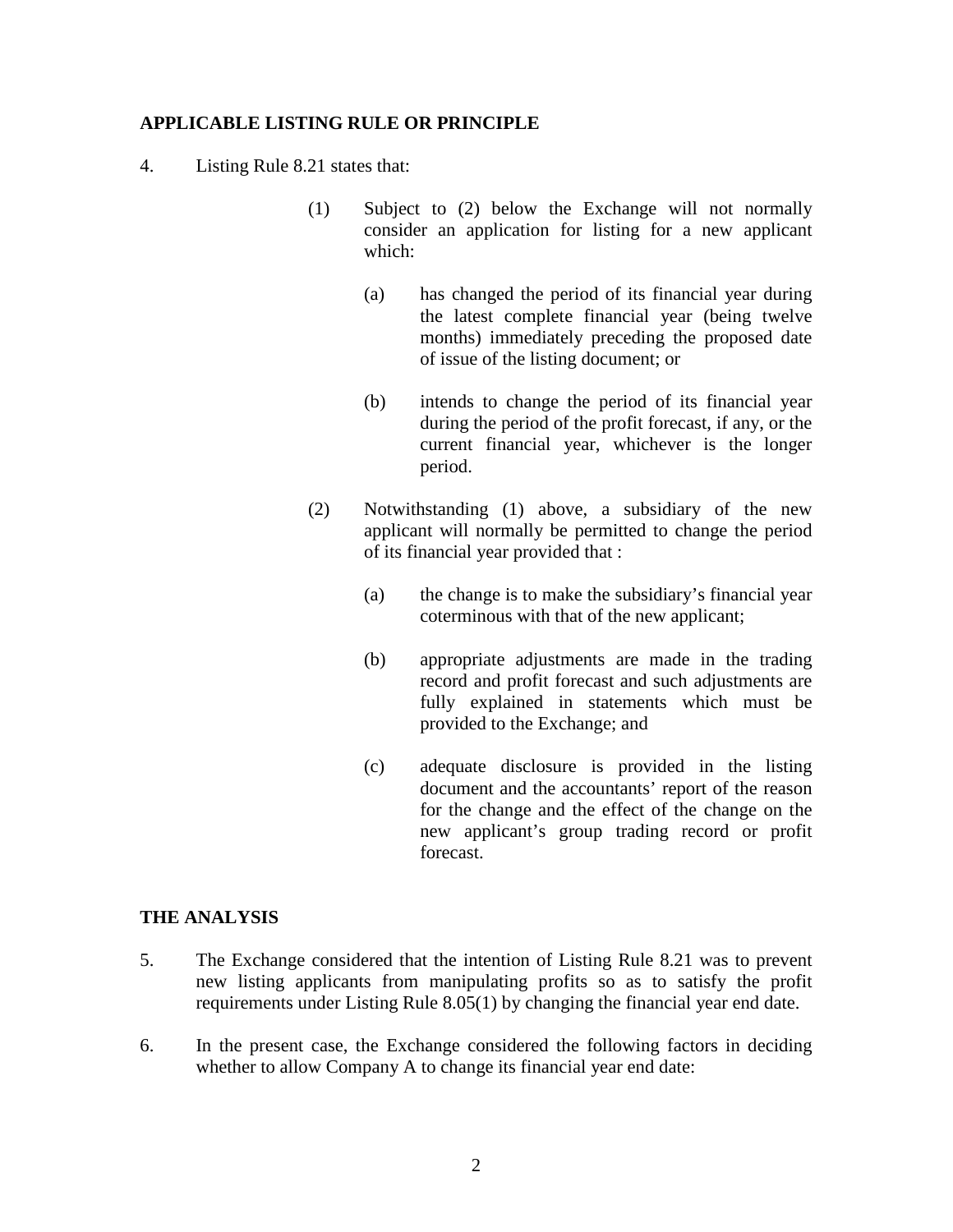**APPLICABLE LISTING RULE OR PRINCIPLE**

4. Listing Rule 8.21 states that:

   (1) Subject to (2) below the Exchange will not normally consider an application for listing for a new applicant which:

      (a) has changed the period of its financial year during the latest complete financial year (being twelve months) immediately preceding the proposed date of issue of the listing document; or

      (b) intends to change the period of its financial year during the period of the profit forecast, if any, or the current financial year, whichever is the longer period.

   (2) Notwithstanding (1) above, a subsidiary of the new applicant will normally be permitted to change the period of its financial year provided that :

      (a) the change is to make the subsidiary's financial year coterminous with that of the new applicant;

      (b) appropriate adjustments are made in the trading record and profit forecast and such adjustments are fully explained in statements which must be provided to the Exchange; and

      (c) adequate disclosure is provided in the listing document and the accountants' report of the reason for the change and the effect of the change on the new applicant's group trading record or profit forecast.

**THE ANALYSIS**

5. The Exchange considered that the intention of Listing Rule 8.21 was to prevent new listing applicants from manipulating profits so as to satisfy the profit requirements under Listing Rule 8.05(1) by changing the financial year end date.

6. In the present case, the Exchange considered the following factors in deciding whether to allow Company A to change its financial year end date: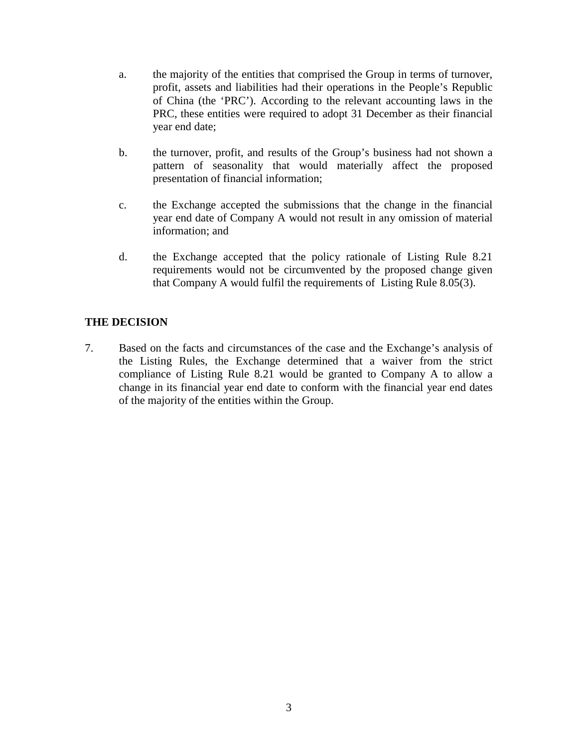a. the majority of the entities that comprised the Group in terms of turnover, profit, assets and liabilities had their operations in the People's Republic of China (the 'PRC'). According to the relevant accounting laws in the PRC, these entities were required to adopt 31 December as their financial year end date;

b. the turnover, profit, and results of the Group's business had not shown a pattern of seasonality that would materially affect the proposed presentation of financial information;

c. the Exchange accepted the submissions that the change in the financial year end date of Company A would not result in any omission of material information; and

d. the Exchange accepted that the policy rationale of Listing Rule 8.21 requirements would not be circumvented by the proposed change given that Company A would fulfil the requirements of Listing Rule 8.05(3).

## THE DECISION

7. Based on the facts and circumstances of the case and the Exchange's analysis of the Listing Rules, the Exchange determined that a waiver from the strict compliance of Listing Rule 8.21 would be granted to Company A to allow a change in its financial year end date to conform with the financial year end dates of the majority of the entities within the Group.